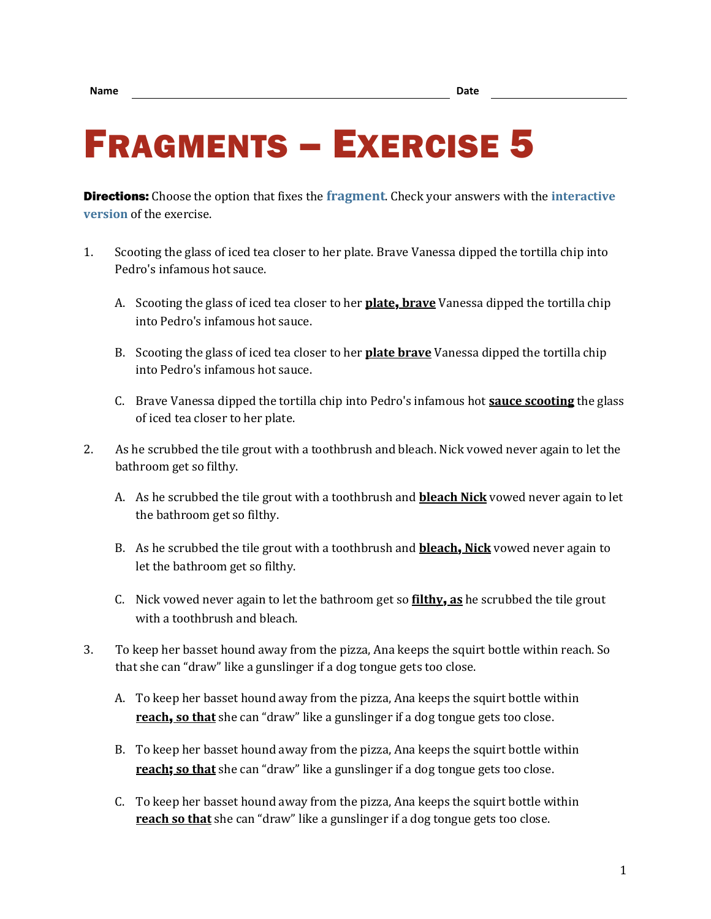Name ______________________________ Date ______________

# Fragments – Exercise 5

**Directions:** Choose the option that fixes the fragment. Check your answers with the interactive version of the exercise.

1. Scooting the glass of iced tea closer to her plate. Brave Vanessa dipped the tortilla chip into Pedro's infamous hot sauce.

   A. Scooting the glass of iced tea closer to her **plate, brave** Vanessa dipped the tortilla chip into Pedro's infamous hot sauce.

   B. Scooting the glass of iced tea closer to her **plate brave** Vanessa dipped the tortilla chip into Pedro's infamous hot sauce.

   C. Brave Vanessa dipped the tortilla chip into Pedro's infamous hot **sauce scooting** the glass of iced tea closer to her plate.

2. As he scrubbed the tile grout with a toothbrush and bleach. Nick vowed never again to let the bathroom get so filthy.

   A. As he scrubbed the tile grout with a toothbrush and **bleach Nick** vowed never again to let the bathroom get so filthy.

   B. As he scrubbed the tile grout with a toothbrush and **bleach, Nick** vowed never again to let the bathroom get so filthy.

   C. Nick vowed never again to let the bathroom get so **filthy, as** he scrubbed the tile grout with a toothbrush and bleach.

3. To keep her basset hound away from the pizza, Ana keeps the squirt bottle within reach. So that she can "draw" like a gunslinger if a dog tongue gets too close.

   A. To keep her basset hound away from the pizza, Ana keeps the squirt bottle within **reach, so that** she can "draw" like a gunslinger if a dog tongue gets too close.

   B. To keep her basset hound away from the pizza, Ana keeps the squirt bottle within **reach; so that** she can "draw" like a gunslinger if a dog tongue gets too close.

   C. To keep her basset hound away from the pizza, Ana keeps the squirt bottle within **reach so that** she can "draw" like a gunslinger if a dog tongue gets too close.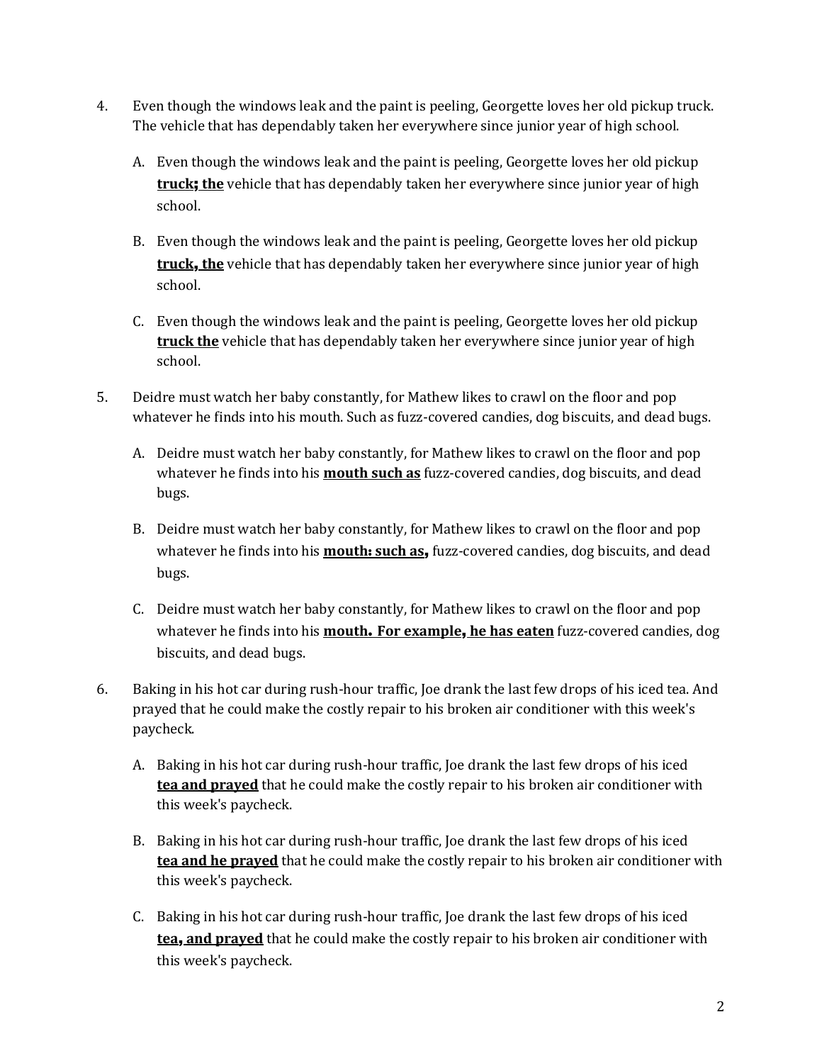4. Even though the windows leak and the paint is peeling, Georgette loves her old pickup truck. The vehicle that has dependably taken her everywhere since junior year of high school.

   A. Even though the windows leak and the paint is peeling, Georgette loves her old pickup **truck; the** vehicle that has dependably taken her everywhere since junior year of high school.

   B. Even though the windows leak and the paint is peeling, Georgette loves her old pickup **truck, the** vehicle that has dependably taken her everywhere since junior year of high school.

   C. Even though the windows leak and the paint is peeling, Georgette loves her old pickup **truck the** vehicle that has dependably taken her everywhere since junior year of high school.

5. Deidre must watch her baby constantly, for Mathew likes to crawl on the floor and pop whatever he finds into his mouth. Such as fuzz-covered candies, dog biscuits, and dead bugs.

   A. Deidre must watch her baby constantly, for Mathew likes to crawl on the floor and pop whatever he finds into his **mouth such as** fuzz-covered candies, dog biscuits, and dead bugs.

   B. Deidre must watch her baby constantly, for Mathew likes to crawl on the floor and pop whatever he finds into his **mouth: such as,** fuzz-covered candies, dog biscuits, and dead bugs.

   C. Deidre must watch her baby constantly, for Mathew likes to crawl on the floor and pop whatever he finds into his **mouth. For example, he has eaten** fuzz-covered candies, dog biscuits, and dead bugs.

6. Baking in his hot car during rush-hour traffic, Joe drank the last few drops of his iced tea. And prayed that he could make the costly repair to his broken air conditioner with this week's paycheck.

   A. Baking in his hot car during rush-hour traffic, Joe drank the last few drops of his iced **tea and prayed** that he could make the costly repair to his broken air conditioner with this week's paycheck.

   B. Baking in his hot car during rush-hour traffic, Joe drank the last few drops of his iced **tea and he prayed** that he could make the costly repair to his broken air conditioner with this week's paycheck.

   C. Baking in his hot car during rush-hour traffic, Joe drank the last few drops of his iced **tea, and prayed** that he could make the costly repair to his broken air conditioner with this week's paycheck.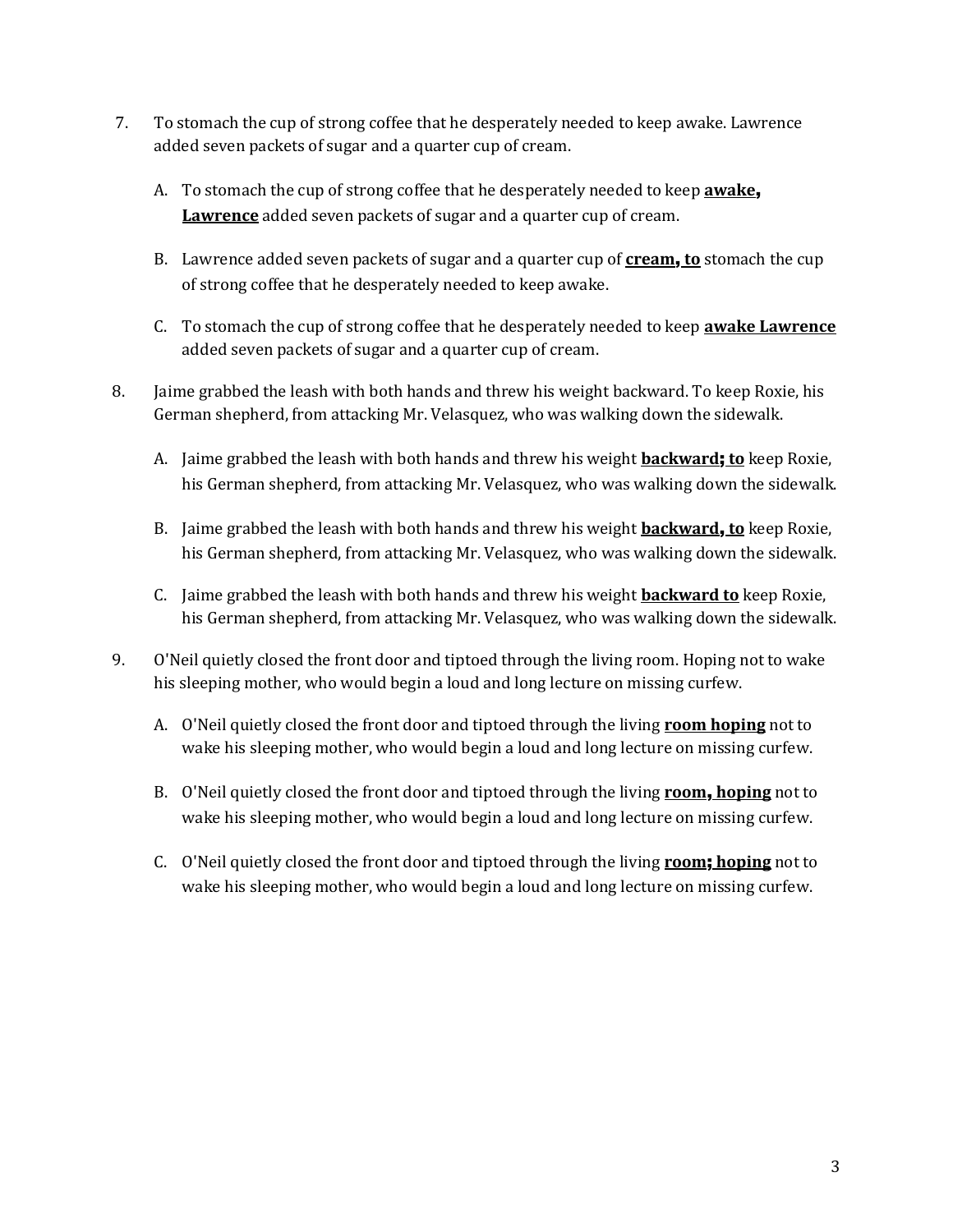7. To stomach the cup of strong coffee that he desperately needed to keep awake. Lawrence added seven packets of sugar and a quarter cup of cream.

   A. To stomach the cup of strong coffee that he desperately needed to keep **awake, Lawrence** added seven packets of sugar and a quarter cup of cream.

   B. Lawrence added seven packets of sugar and a quarter cup of **cream, to** stomach the cup of strong coffee that he desperately needed to keep awake.

   C. To stomach the cup of strong coffee that he desperately needed to keep **awake Lawrence** added seven packets of sugar and a quarter cup of cream.

8. Jaime grabbed the leash with both hands and threw his weight backward. To keep Roxie, his German shepherd, from attacking Mr. Velasquez, who was walking down the sidewalk.

   A. Jaime grabbed the leash with both hands and threw his weight **backward; to** keep Roxie, his German shepherd, from attacking Mr. Velasquez, who was walking down the sidewalk.

   B. Jaime grabbed the leash with both hands and threw his weight **backward, to** keep Roxie, his German shepherd, from attacking Mr. Velasquez, who was walking down the sidewalk.

   C. Jaime grabbed the leash with both hands and threw his weight **backward to** keep Roxie, his German shepherd, from attacking Mr. Velasquez, who was walking down the sidewalk.

9. O'Neil quietly closed the front door and tiptoed through the living room. Hoping not to wake his sleeping mother, who would begin a loud and long lecture on missing curfew.

   A. O'Neil quietly closed the front door and tiptoed through the living **room hoping** not to wake his sleeping mother, who would begin a loud and long lecture on missing curfew.

   B. O'Neil quietly closed the front door and tiptoed through the living **room, hoping** not to wake his sleeping mother, who would begin a loud and long lecture on missing curfew.

   C. O'Neil quietly closed the front door and tiptoed through the living **room; hoping** not to wake his sleeping mother, who would begin a loud and long lecture on missing curfew.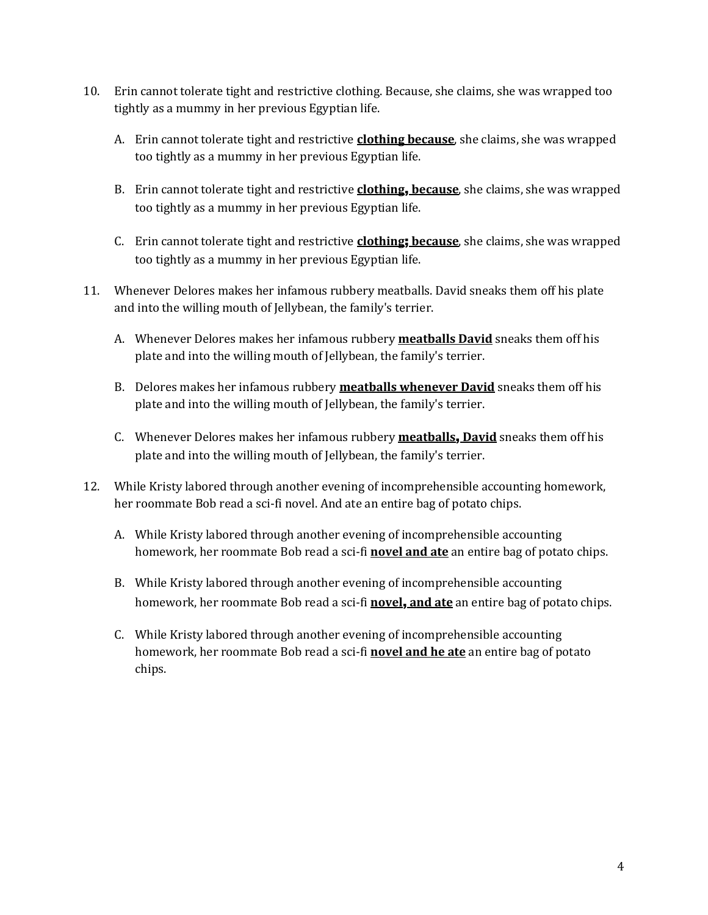10. Erin cannot tolerate tight and restrictive clothing. Because, she claims, she was wrapped too tightly as a mummy in her previous Egyptian life.

    A. Erin cannot tolerate tight and restrictive **clothing because**, she claims, she was wrapped too tightly as a mummy in her previous Egyptian life.

    B. Erin cannot tolerate tight and restrictive **clothing, because**, she claims, she was wrapped too tightly as a mummy in her previous Egyptian life.

    C. Erin cannot tolerate tight and restrictive **clothing; because**, she claims, she was wrapped too tightly as a mummy in her previous Egyptian life.

11. Whenever Delores makes her infamous rubbery meatballs. David sneaks them off his plate and into the willing mouth of Jellybean, the family's terrier.

    A. Whenever Delores makes her infamous rubbery **meatballs David** sneaks them off his plate and into the willing mouth of Jellybean, the family's terrier.

    B. Delores makes her infamous rubbery **meatballs whenever David** sneaks them off his plate and into the willing mouth of Jellybean, the family's terrier.

    C. Whenever Delores makes her infamous rubbery **meatballs, David** sneaks them off his plate and into the willing mouth of Jellybean, the family's terrier.

12. While Kristy labored through another evening of incomprehensible accounting homework, her roommate Bob read a sci-fi novel. And ate an entire bag of potato chips.

    A. While Kristy labored through another evening of incomprehensible accounting homework, her roommate Bob read a sci-fi **novel and ate** an entire bag of potato chips.

    B. While Kristy labored through another evening of incomprehensible accounting homework, her roommate Bob read a sci-fi **novel, and ate** an entire bag of potato chips.

    C. While Kristy labored through another evening of incomprehensible accounting homework, her roommate Bob read a sci-fi **novel and he ate** an entire bag of potato chips.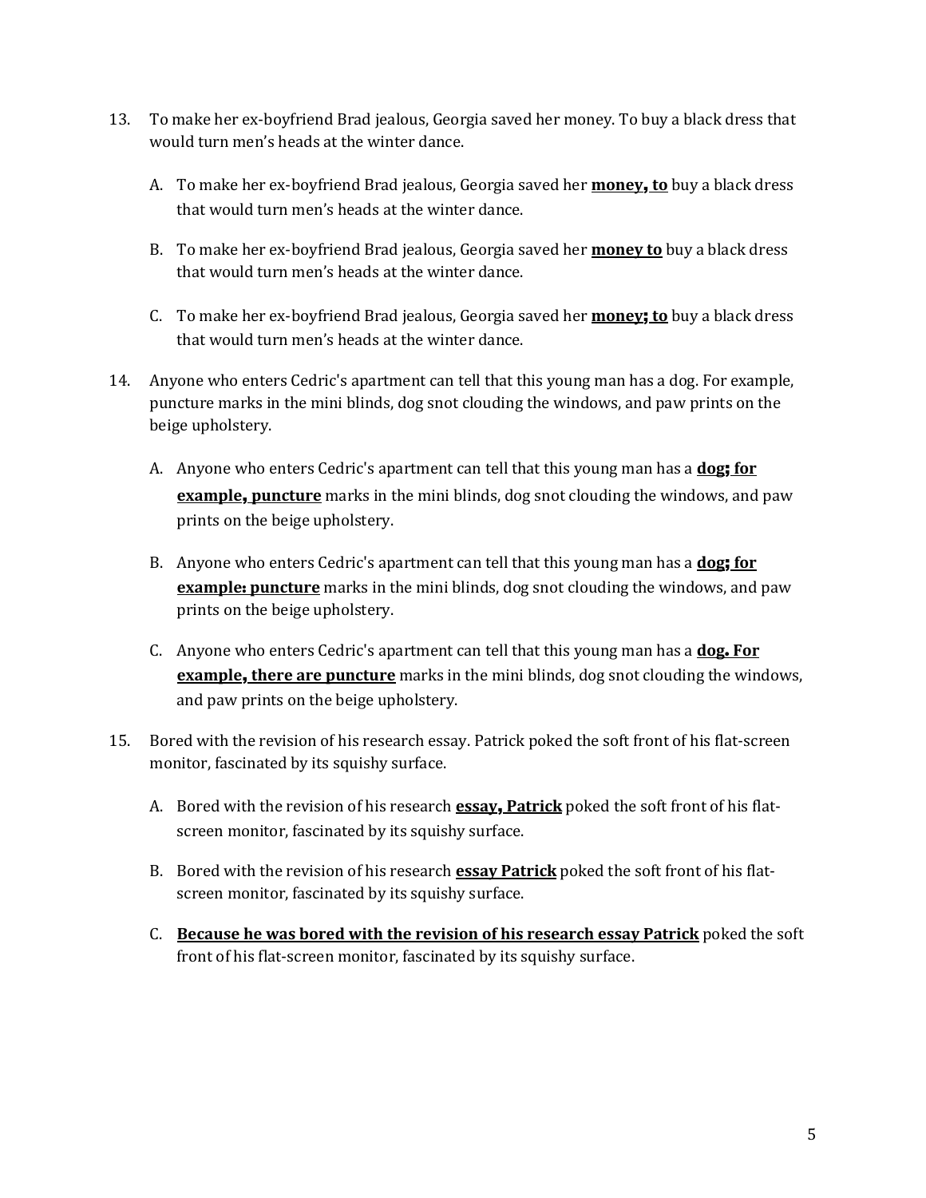13. To make her ex-boyfriend Brad jealous, Georgia saved her money. To buy a black dress that would turn men's heads at the winter dance.

    A. To make her ex-boyfriend Brad jealous, Georgia saved her **money, to** buy a black dress that would turn men's heads at the winter dance.

    B. To make her ex-boyfriend Brad jealous, Georgia saved her **money to** buy a black dress that would turn men's heads at the winter dance.

    C. To make her ex-boyfriend Brad jealous, Georgia saved her **money; to** buy a black dress that would turn men's heads at the winter dance.

14. Anyone who enters Cedric's apartment can tell that this young man has a dog. For example, puncture marks in the mini blinds, dog snot clouding the windows, and paw prints on the beige upholstery.

    A. Anyone who enters Cedric's apartment can tell that this young man has a **dog; for example, puncture** marks in the mini blinds, dog snot clouding the windows, and paw prints on the beige upholstery.

    B. Anyone who enters Cedric's apartment can tell that this young man has a **dog; for example: puncture** marks in the mini blinds, dog snot clouding the windows, and paw prints on the beige upholstery.

    C. Anyone who enters Cedric's apartment can tell that this young man has a **dog. For example, there are puncture** marks in the mini blinds, dog snot clouding the windows, and paw prints on the beige upholstery.

15. Bored with the revision of his research essay. Patrick poked the soft front of his flat-screen monitor, fascinated by its squishy surface.

    A. Bored with the revision of his research **essay, Patrick** poked the soft front of his flat-screen monitor, fascinated by its squishy surface.

    B. Bored with the revision of his research **essay Patrick** poked the soft front of his flat-screen monitor, fascinated by its squishy surface.

    C. **Because he was bored with the revision of his research essay Patrick** poked the soft front of his flat-screen monitor, fascinated by its squishy surface.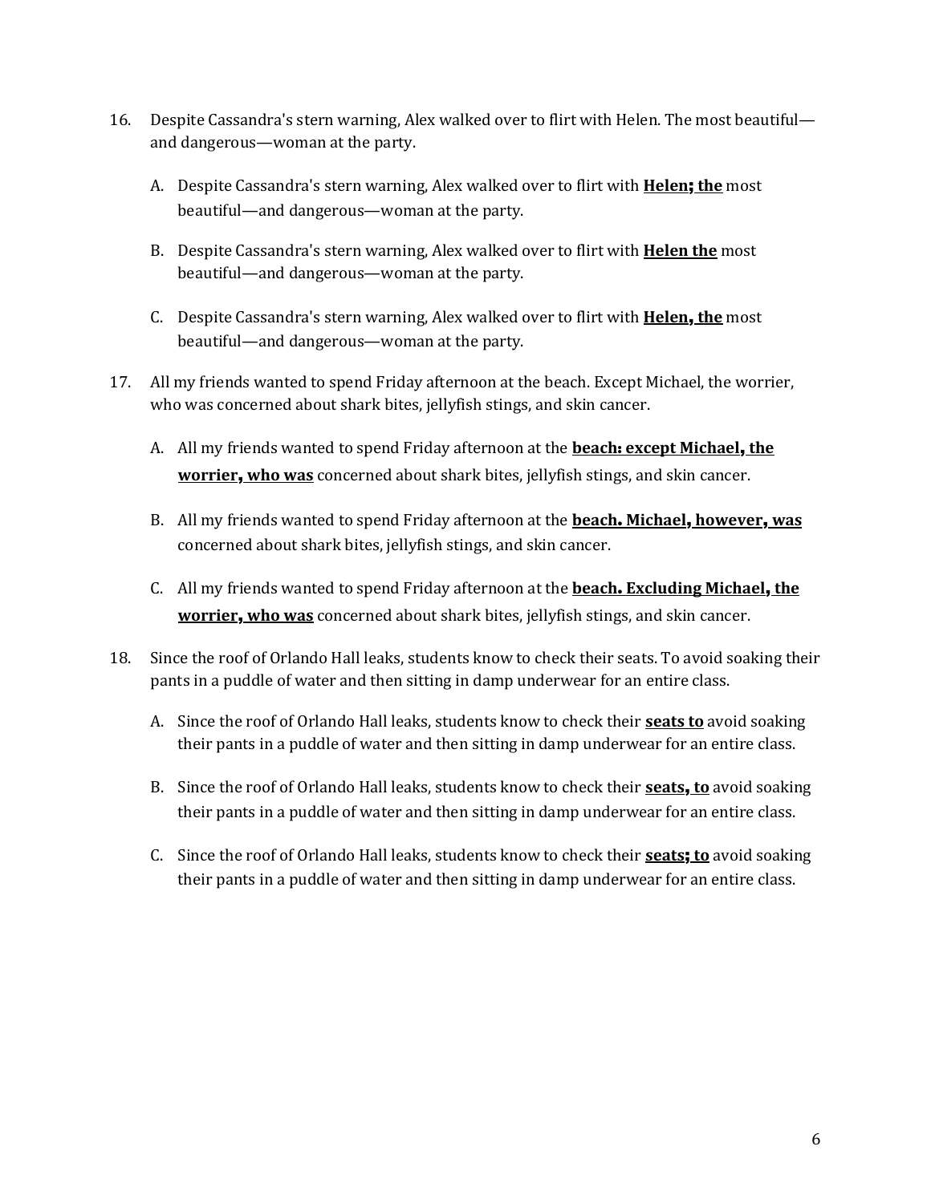16. Despite Cassandra's stern warning, Alex walked over to flirt with Helen. The most beautiful—and dangerous—woman at the party.

    A. Despite Cassandra's stern warning, Alex walked over to flirt with **<u>Helen; the</u>** most beautiful—and dangerous—woman at the party.

    B. Despite Cassandra's stern warning, Alex walked over to flirt with **<u>Helen the</u>** most beautiful—and dangerous—woman at the party.

    C. Despite Cassandra's stern warning, Alex walked over to flirt with **<u>Helen, the</u>** most beautiful—and dangerous—woman at the party.

17. All my friends wanted to spend Friday afternoon at the beach. Except Michael, the worrier, who was concerned about shark bites, jellyfish stings, and skin cancer.

    A. All my friends wanted to spend Friday afternoon at the **<u>beach: except Michael, the worrier, who was</u>** concerned about shark bites, jellyfish stings, and skin cancer.

    B. All my friends wanted to spend Friday afternoon at the **<u>beach. Michael, however, was</u>** concerned about shark bites, jellyfish stings, and skin cancer.

    C. All my friends wanted to spend Friday afternoon at the **<u>beach. Excluding Michael, the worrier, who was</u>** concerned about shark bites, jellyfish stings, and skin cancer.

18. Since the roof of Orlando Hall leaks, students know to check their seats. To avoid soaking their pants in a puddle of water and then sitting in damp underwear for an entire class.

    A. Since the roof of Orlando Hall leaks, students know to check their **<u>seats to</u>** avoid soaking their pants in a puddle of water and then sitting in damp underwear for an entire class.

    B. Since the roof of Orlando Hall leaks, students know to check their **<u>seats, to</u>** avoid soaking their pants in a puddle of water and then sitting in damp underwear for an entire class.

    C. Since the roof of Orlando Hall leaks, students know to check their **<u>seats; to</u>** avoid soaking their pants in a puddle of water and then sitting in damp underwear for an entire class.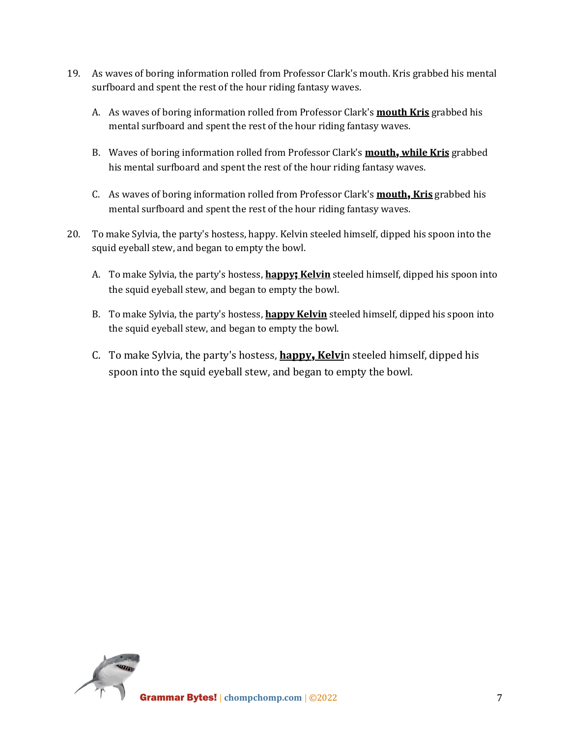19. As waves of boring information rolled from Professor Clark's mouth. Kris grabbed his mental surfboard and spent the rest of the hour riding fantasy waves.

    A. As waves of boring information rolled from Professor Clark's **mouth Kris** grabbed his mental surfboard and spent the rest of the hour riding fantasy waves.

    B. Waves of boring information rolled from Professor Clark's **mouth, while Kris** grabbed his mental surfboard and spent the rest of the hour riding fantasy waves.

    C. As waves of boring information rolled from Professor Clark's **mouth, Kris** grabbed his mental surfboard and spent the rest of the hour riding fantasy waves.

20. To make Sylvia, the party's hostess, happy. Kelvin steeled himself, dipped his spoon into the squid eyeball stew, and began to empty the bowl.

    A. To make Sylvia, the party's hostess, **happy; Kelvin** steeled himself, dipped his spoon into the squid eyeball stew, and began to empty the bowl.

    B. To make Sylvia, the party's hostess, **happy Kelvin** steeled himself, dipped his spoon into the squid eyeball stew, and began to empty the bowl.

    C. To make Sylvia, the party's hostess, **happy, Kelvi**n steeled himself, dipped his spoon into the squid eyeball stew, and began to empty the bowl.

Grammar Bytes! | chompchomp.com | ©2022